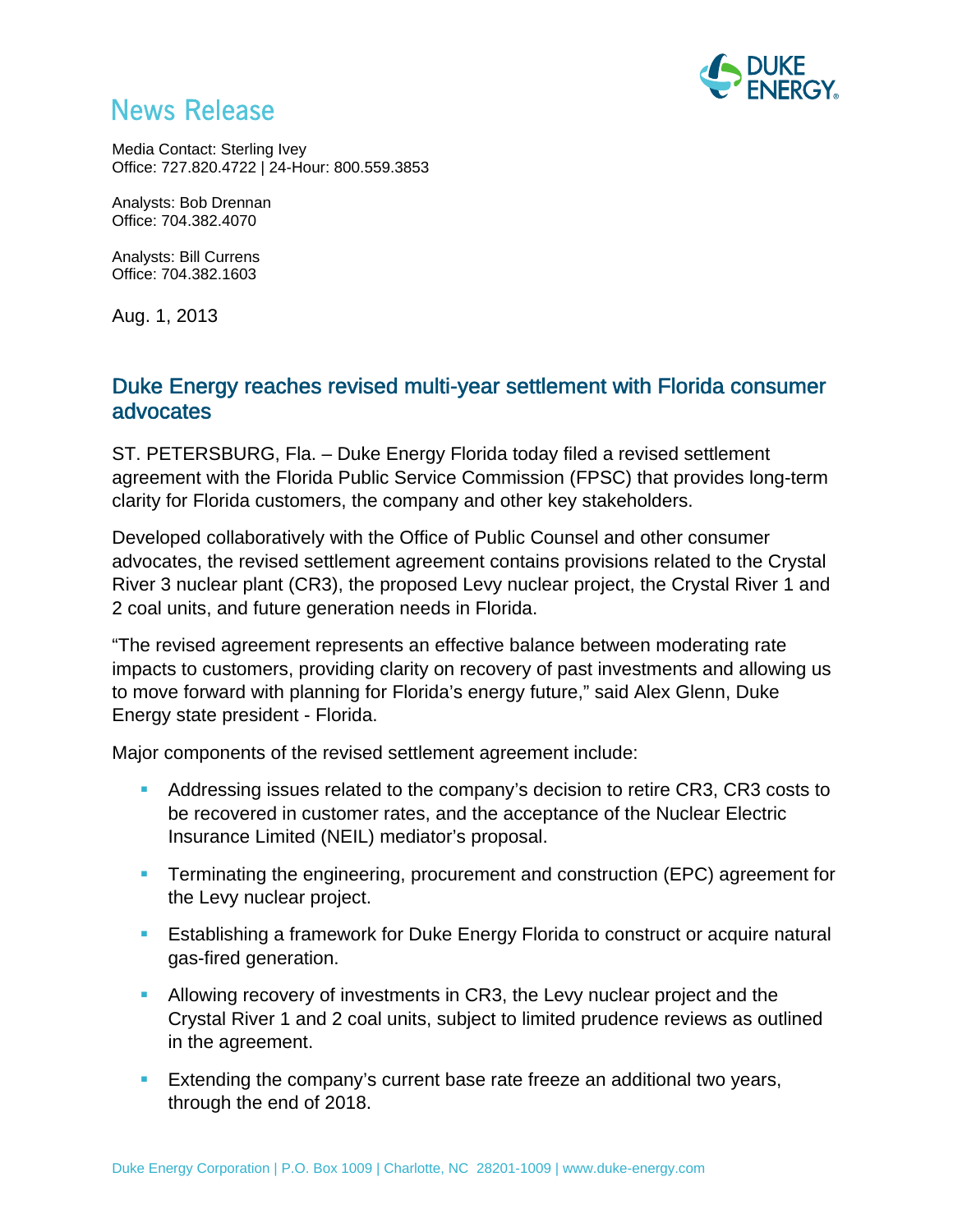# News Release

Media Contact: Sterling Ivey
Office: 727.820.4722 | 24-Hour: 800.559.3853

Analysts: Bob Drennan
Office: 704.382.4070

Analysts: Bill Currens
Office: 704.382.1603

Aug. 1, 2013

## Duke Energy reaches revised multi-year settlement with Florida consumer advocates

ST. PETERSBURG, Fla. – Duke Energy Florida today filed a revised settlement agreement with the Florida Public Service Commission (FPSC) that provides long-term clarity for Florida customers, the company and other key stakeholders.

Developed collaboratively with the Office of Public Counsel and other consumer advocates, the revised settlement agreement contains provisions related to the Crystal River 3 nuclear plant (CR3), the proposed Levy nuclear project, the Crystal River 1 and 2 coal units, and future generation needs in Florida.

"The revised agreement represents an effective balance between moderating rate impacts to customers, providing clarity on recovery of past investments and allowing us to move forward with planning for Florida's energy future," said Alex Glenn, Duke Energy state president - Florida.

Major components of the revised settlement agreement include:

- Addressing issues related to the company's decision to retire CR3, CR3 costs to be recovered in customer rates, and the acceptance of the Nuclear Electric Insurance Limited (NEIL) mediator's proposal.
- Terminating the engineering, procurement and construction (EPC) agreement for the Levy nuclear project.
- Establishing a framework for Duke Energy Florida to construct or acquire natural gas-fired generation.
- Allowing recovery of investments in CR3, the Levy nuclear project and the Crystal River 1 and 2 coal units, subject to limited prudence reviews as outlined in the agreement.
- Extending the company's current base rate freeze an additional two years, through the end of 2018.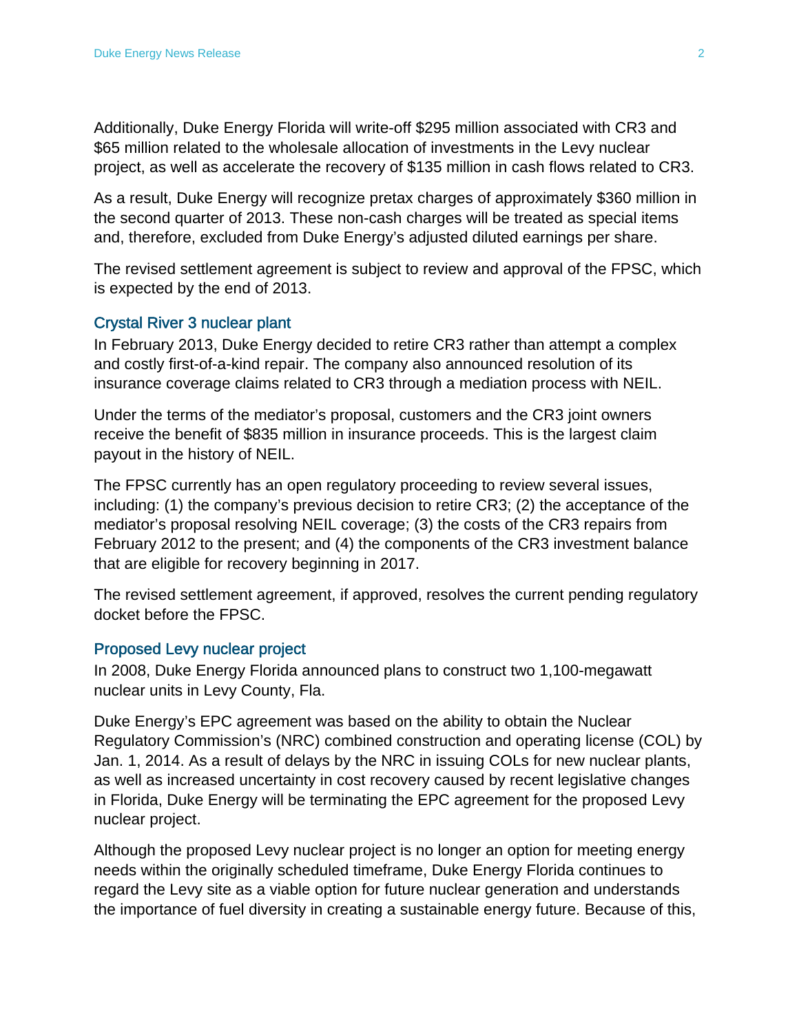Additionally, Duke Energy Florida will write-off $295 million associated with CR3 and $65 million related to the wholesale allocation of investments in the Levy nuclear project, as well as accelerate the recovery of $135 million in cash flows related to CR3.

As a result, Duke Energy will recognize pretax charges of approximately $360 million in the second quarter of 2013. These non-cash charges will be treated as special items and, therefore, excluded from Duke Energy's adjusted diluted earnings per share.

The revised settlement agreement is subject to review and approval of the FPSC, which is expected by the end of 2013.

### Crystal River 3 nuclear plant

In February 2013, Duke Energy decided to retire CR3 rather than attempt a complex and costly first-of-a-kind repair. The company also announced resolution of its insurance coverage claims related to CR3 through a mediation process with NEIL.

Under the terms of the mediator's proposal, customers and the CR3 joint owners receive the benefit of $835 million in insurance proceeds. This is the largest claim payout in the history of NEIL.

The FPSC currently has an open regulatory proceeding to review several issues, including: (1) the company's previous decision to retire CR3; (2) the acceptance of the mediator's proposal resolving NEIL coverage; (3) the costs of the CR3 repairs from February 2012 to the present; and (4) the components of the CR3 investment balance that are eligible for recovery beginning in 2017.

The revised settlement agreement, if approved, resolves the current pending regulatory docket before the FPSC.

### Proposed Levy nuclear project

In 2008, Duke Energy Florida announced plans to construct two 1,100-megawatt nuclear units in Levy County, Fla.

Duke Energy's EPC agreement was based on the ability to obtain the Nuclear Regulatory Commission's (NRC) combined construction and operating license (COL) by Jan. 1, 2014. As a result of delays by the NRC in issuing COLs for new nuclear plants, as well as increased uncertainty in cost recovery caused by recent legislative changes in Florida, Duke Energy will be terminating the EPC agreement for the proposed Levy nuclear project.

Although the proposed Levy nuclear project is no longer an option for meeting energy needs within the originally scheduled timeframe, Duke Energy Florida continues to regard the Levy site as a viable option for future nuclear generation and understands the importance of fuel diversity in creating a sustainable energy future. Because of this,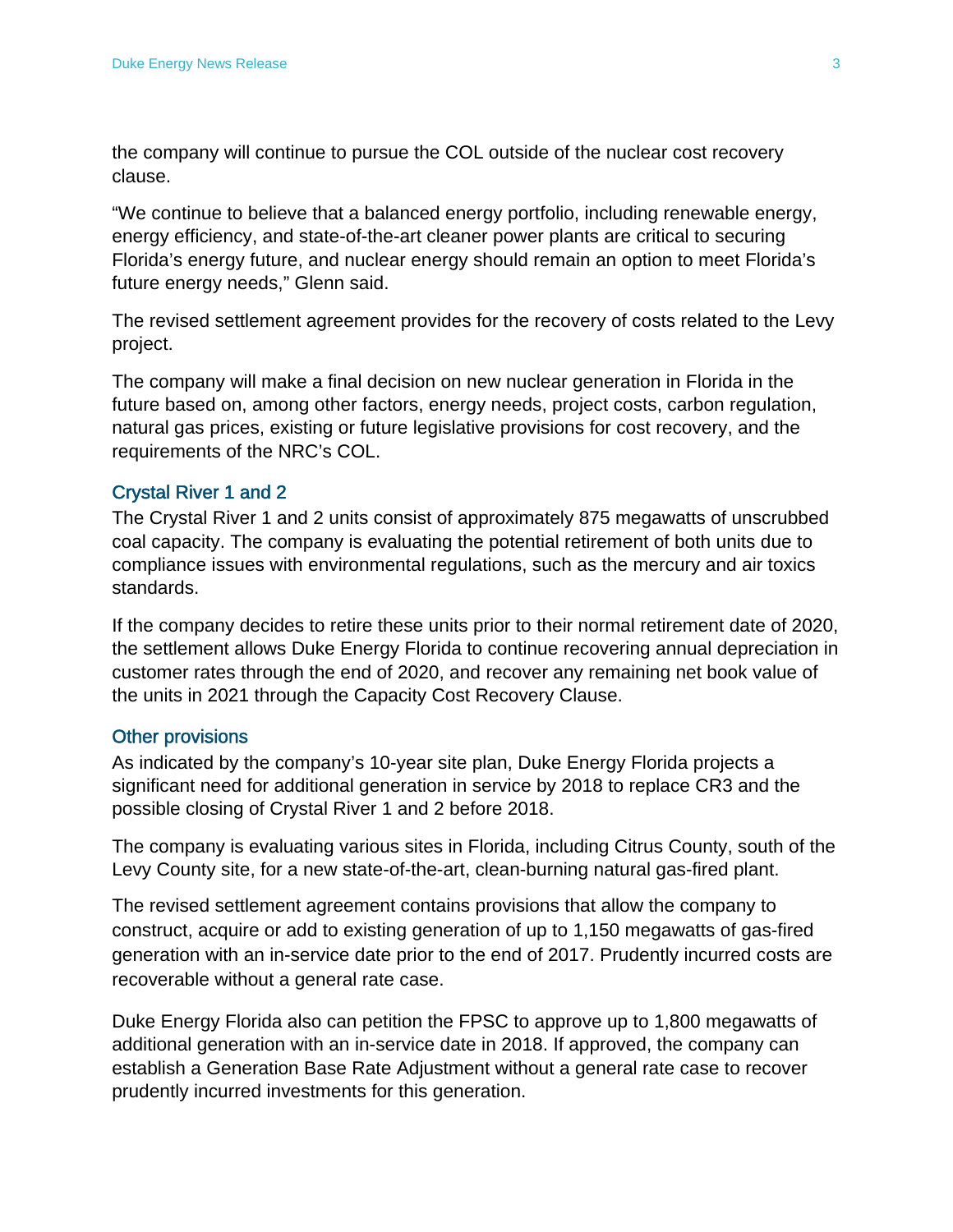the company will continue to pursue the COL outside of the nuclear cost recovery clause.

“We continue to believe that a balanced energy portfolio, including renewable energy, energy efficiency, and state-of-the-art cleaner power plants are critical to securing Florida’s energy future, and nuclear energy should remain an option to meet Florida’s future energy needs,” Glenn said.

The revised settlement agreement provides for the recovery of costs related to the Levy project.

The company will make a final decision on new nuclear generation in Florida in the future based on, among other factors, energy needs, project costs, carbon regulation, natural gas prices, existing or future legislative provisions for cost recovery, and the requirements of the NRC’s COL.

### Crystal River 1 and 2

The Crystal River 1 and 2 units consist of approximately 875 megawatts of unscrubbed coal capacity. The company is evaluating the potential retirement of both units due to compliance issues with environmental regulations, such as the mercury and air toxics standards.

If the company decides to retire these units prior to their normal retirement date of 2020, the settlement allows Duke Energy Florida to continue recovering annual depreciation in customer rates through the end of 2020, and recover any remaining net book value of the units in 2021 through the Capacity Cost Recovery Clause.

### Other provisions

As indicated by the company’s 10-year site plan, Duke Energy Florida projects a significant need for additional generation in service by 2018 to replace CR3 and the possible closing of Crystal River 1 and 2 before 2018.

The company is evaluating various sites in Florida, including Citrus County, south of the Levy County site, for a new state-of-the-art, clean-burning natural gas-fired plant.

The revised settlement agreement contains provisions that allow the company to construct, acquire or add to existing generation of up to 1,150 megawatts of gas-fired generation with an in-service date prior to the end of 2017. Prudently incurred costs are recoverable without a general rate case.

Duke Energy Florida also can petition the FPSC to approve up to 1,800 megawatts of additional generation with an in-service date in 2018. If approved, the company can establish a Generation Base Rate Adjustment without a general rate case to recover prudently incurred investments for this generation.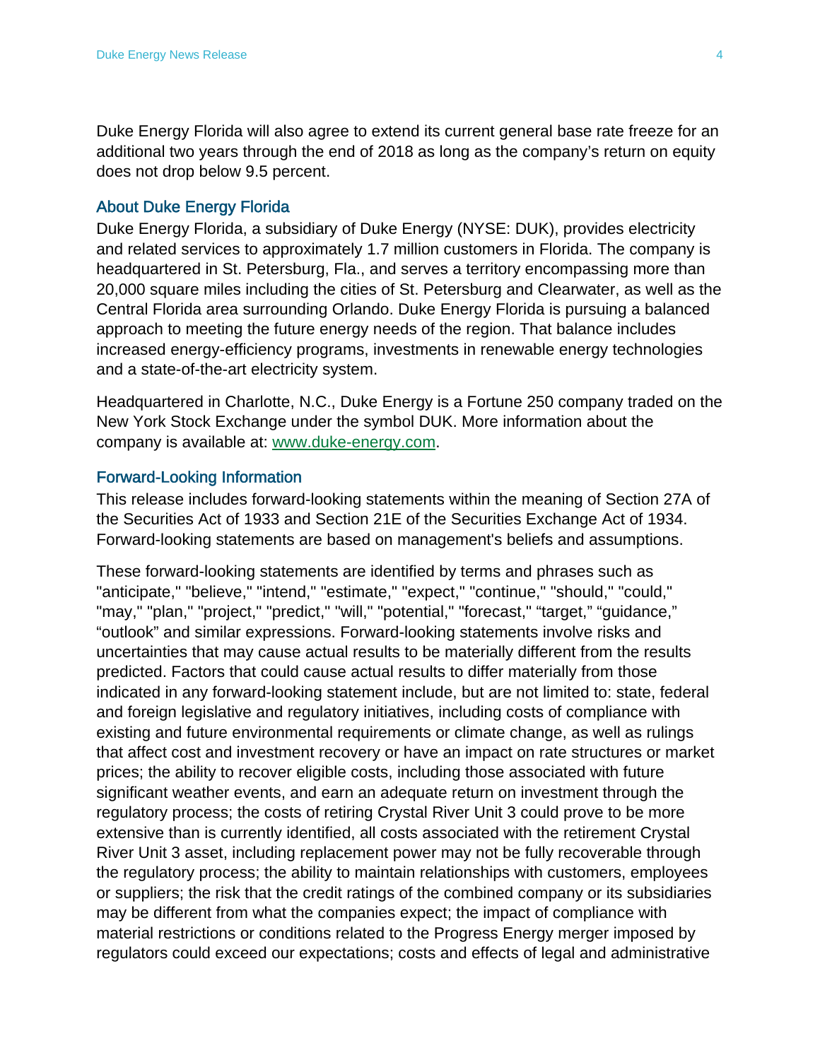Duke Energy Florida will also agree to extend its current general base rate freeze for an additional two years through the end of 2018 as long as the company's return on equity does not drop below 9.5 percent.

## About Duke Energy Florida

Duke Energy Florida, a subsidiary of Duke Energy (NYSE: DUK), provides electricity and related services to approximately 1.7 million customers in Florida. The company is headquartered in St. Petersburg, Fla., and serves a territory encompassing more than 20,000 square miles including the cities of St. Petersburg and Clearwater, as well as the Central Florida area surrounding Orlando. Duke Energy Florida is pursuing a balanced approach to meeting the future energy needs of the region. That balance includes increased energy-efficiency programs, investments in renewable energy technologies and a state-of-the-art electricity system.

Headquartered in Charlotte, N.C., Duke Energy is a Fortune 250 company traded on the New York Stock Exchange under the symbol DUK. More information about the company is available at: [www.duke-energy.com](http://www.duke-energy.com).

## Forward-Looking Information

This release includes forward-looking statements within the meaning of Section 27A of the Securities Act of 1933 and Section 21E of the Securities Exchange Act of 1934. Forward-looking statements are based on management's beliefs and assumptions.

These forward-looking statements are identified by terms and phrases such as "anticipate," "believe," "intend," "estimate," "expect," "continue," "should," "could," "may," "plan," "project," "predict," "will," "potential," "forecast," "target," "guidance," "outlook" and similar expressions. Forward-looking statements involve risks and uncertainties that may cause actual results to be materially different from the results predicted. Factors that could cause actual results to differ materially from those indicated in any forward-looking statement include, but are not limited to: state, federal and foreign legislative and regulatory initiatives, including costs of compliance with existing and future environmental requirements or climate change, as well as rulings that affect cost and investment recovery or have an impact on rate structures or market prices; the ability to recover eligible costs, including those associated with future significant weather events, and earn an adequate return on investment through the regulatory process; the costs of retiring Crystal River Unit 3 could prove to be more extensive than is currently identified, all costs associated with the retirement Crystal River Unit 3 asset, including replacement power may not be fully recoverable through the regulatory process; the ability to maintain relationships with customers, employees or suppliers; the risk that the credit ratings of the combined company or its subsidiaries may be different from what the companies expect; the impact of compliance with material restrictions or conditions related to the Progress Energy merger imposed by regulators could exceed our expectations; costs and effects of legal and administrative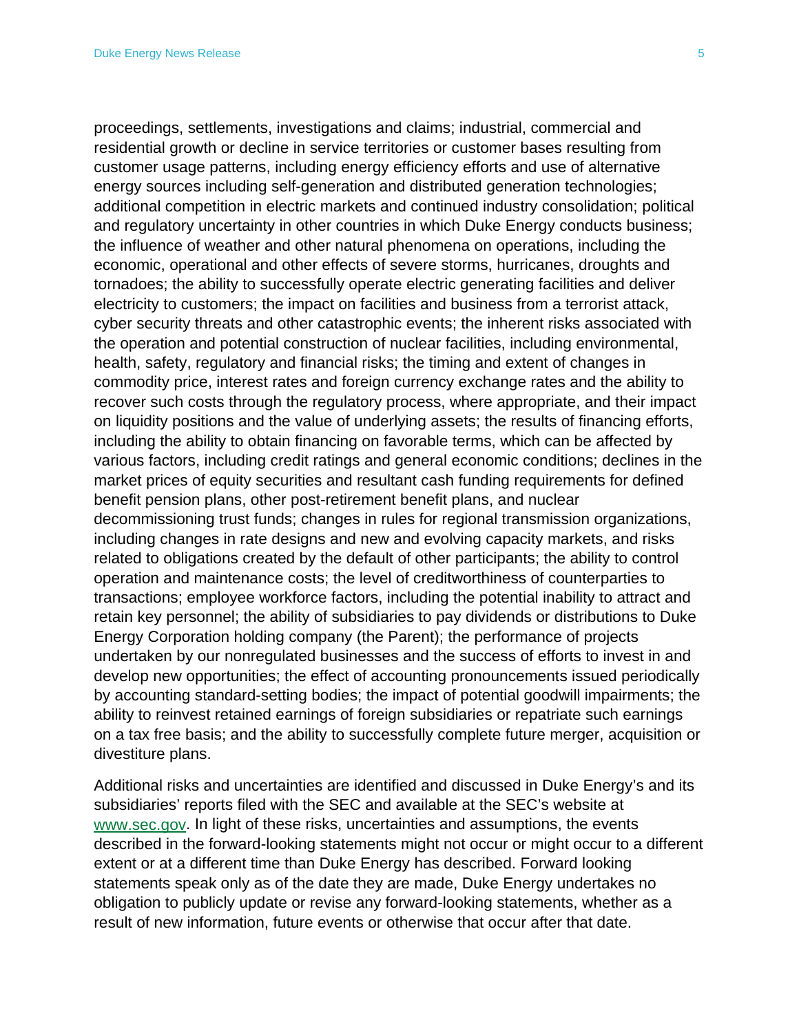proceedings, settlements, investigations and claims; industrial, commercial and residential growth or decline in service territories or customer bases resulting from customer usage patterns, including energy efficiency efforts and use of alternative energy sources including self-generation and distributed generation technologies; additional competition in electric markets and continued industry consolidation; political and regulatory uncertainty in other countries in which Duke Energy conducts business; the influence of weather and other natural phenomena on operations, including the economic, operational and other effects of severe storms, hurricanes, droughts and tornadoes; the ability to successfully operate electric generating facilities and deliver electricity to customers; the impact on facilities and business from a terrorist attack, cyber security threats and other catastrophic events; the inherent risks associated with the operation and potential construction of nuclear facilities, including environmental, health, safety, regulatory and financial risks; the timing and extent of changes in commodity price, interest rates and foreign currency exchange rates and the ability to recover such costs through the regulatory process, where appropriate, and their impact on liquidity positions and the value of underlying assets; the results of financing efforts, including the ability to obtain financing on favorable terms, which can be affected by various factors, including credit ratings and general economic conditions; declines in the market prices of equity securities and resultant cash funding requirements for defined benefit pension plans, other post-retirement benefit plans, and nuclear decommissioning trust funds; changes in rules for regional transmission organizations, including changes in rate designs and new and evolving capacity markets, and risks related to obligations created by the default of other participants; the ability to control operation and maintenance costs; the level of creditworthiness of counterparties to transactions; employee workforce factors, including the potential inability to attract and retain key personnel; the ability of subsidiaries to pay dividends or distributions to Duke Energy Corporation holding company (the Parent); the performance of projects undertaken by our nonregulated businesses and the success of efforts to invest in and develop new opportunities; the effect of accounting pronouncements issued periodically by accounting standard-setting bodies; the impact of potential goodwill impairments; the ability to reinvest retained earnings of foreign subsidiaries or repatriate such earnings on a tax free basis; and the ability to successfully complete future merger, acquisition or divestiture plans.

Additional risks and uncertainties are identified and discussed in Duke Energy's and its subsidiaries' reports filed with the SEC and available at the SEC's website at www.sec.gov. In light of these risks, uncertainties and assumptions, the events described in the forward-looking statements might not occur or might occur to a different extent or at a different time than Duke Energy has described. Forward looking statements speak only as of the date they are made, Duke Energy undertakes no obligation to publicly update or revise any forward-looking statements, whether as a result of new information, future events or otherwise that occur after that date.